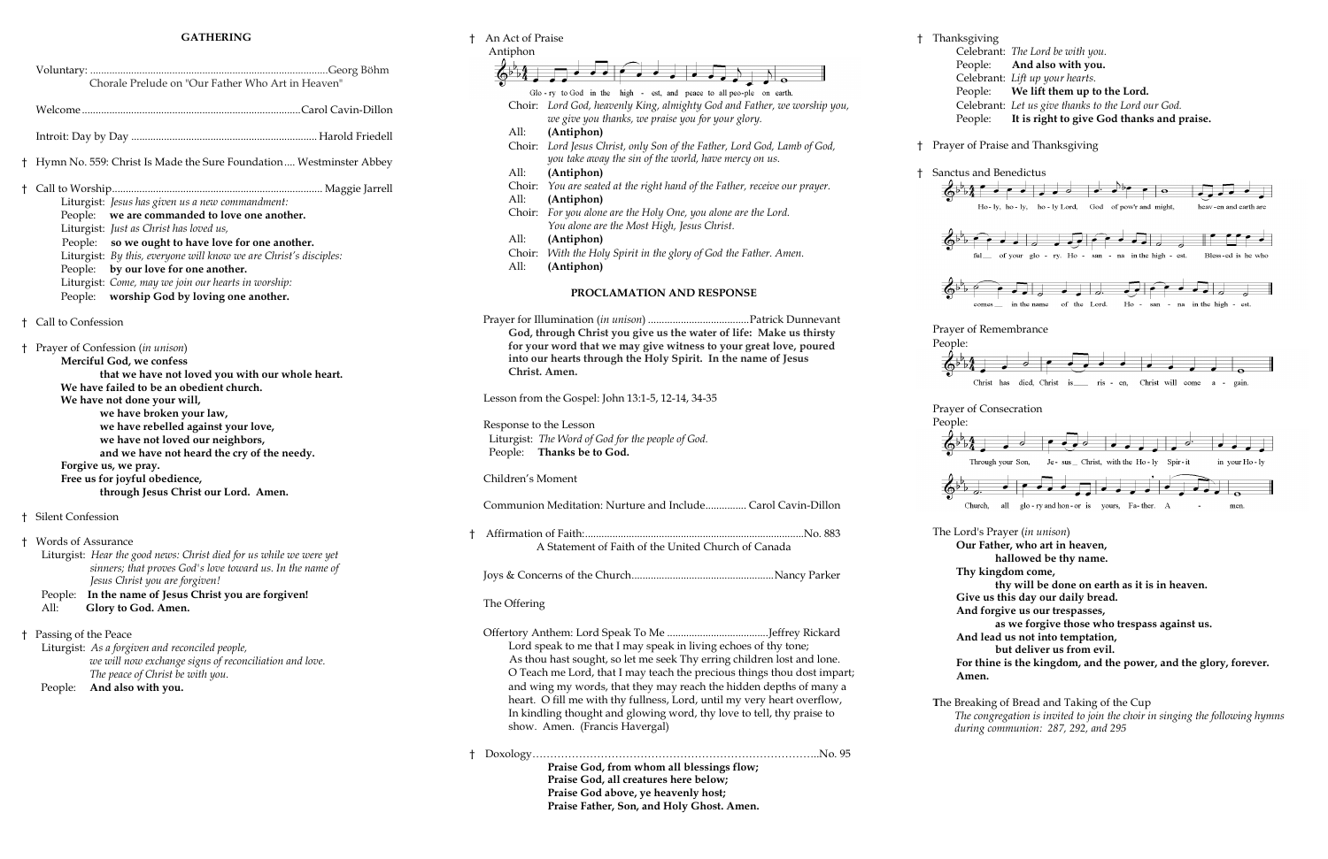## GATHERING

Voluntary: ........................................................................................Georg Böhm
Chorale Prelude on "Our Father Who Art in Heaven"

Welcome.................................................................................Carol Cavin-Dillon

Introit: Day by Day .................................................................. Harold Friedell

† Hymn No. 559: Christ Is Made the Sure Foundation.... Westminster Abbey

† Call to Worship.............................................................................. Maggie Jarrell

Liturgist: *Jesus has given us a new commandment:*
People: **we are commanded to love one another.**
Liturgist: *Just as Christ has loved us,*
People: **so we ought to have love for one another.**
Liturgist: *By this, everyone will know we are Christ's disciples:*
People: **by our love for one another.**
Liturgist: *Come, may we join our hearts in worship:*
People: **worship God by loving one another.**

† Call to Confession

† Prayer of Confession (*in unison*)

**Merciful God, we confess**
**that we have not loved you with our whole heart.**
**We have failed to be an obedient church.**
**We have not done your will,**
**we have broken your law,**
**we have rebelled against your love,**
**we have not loved our neighbors,**
**and we have not heard the cry of the needy.**
**Forgive us, we pray.**
**Free us for joyful obedience,**
**through Jesus Christ our Lord. Amen.**

† Silent Confession

† Words of Assurance

Liturgist: *Hear the good news: Christ died for us while we were yet sinners; that proves God's love toward us. In the name of Jesus Christ you are forgiven!*
People: **In the name of Jesus Christ you are forgiven!**
All: **Glory to God. Amen.**

† Passing of the Peace

Liturgist: *As a forgiven and reconciled people, we will now exchange signs of reconciliation and love. The peace of Christ be with you.*
People: **And also with you.**

† An Act of Praise

Antiphon

Glo - ry to God in the high - est, and peace to all peo-ple on earth.

Choir: *Lord God, heavenly King, almighty God and Father, we worship you, we give you thanks, we praise you for your glory.*
All: **(Antiphon)**
Choir: *Lord Jesus Christ, only Son of the Father, Lord God, Lamb of God, you take away the sin of the world, have mercy on us.*
All: **(Antiphon)**
Choir: *You are seated at the right hand of the Father, receive our prayer.*
All: **(Antiphon)**
Choir: *For you alone are the Holy One, you alone are the Lord. You alone are the Most High, Jesus Christ.*
All: **(Antiphon)**
Choir: *With the Holy Spirit in the glory of God the Father. Amen.*
All: **(Antiphon)**

## PROCLAMATION AND RESPONSE

Prayer for Illumination (*in unison*) .....................................Patrick Dunnevant

**God, through Christ you give us the water of life: Make us thirsty for your word that we may give witness to your great love, poured into our hearts through the Holy Spirit. In the name of Jesus Christ. Amen.**

Lesson from the Gospel: John 13:1-5, 12-14, 34-35

Response to the Lesson

Liturgist: *The Word of God for the people of God.*
People: **Thanks be to God.**

Children's Moment

Communion Meditation: Nurture and Include............... Carol Cavin-Dillon

† Affirmation of Faith:................................................................................No. 883
A Statement of Faith of the United Church of Canada

Joys & Concerns of the Church....................................................Nancy Parker

The Offering

Offertory Anthem: Lord Speak To Me .....................................Jeffrey Rickard

Lord speak to me that I may speak in living echoes of thy tone;
As thou hast sought, so let me seek Thy erring children lost and lone.
O Teach me Lord, that I may teach the precious things thou dost impart;
and wing my words, that they may reach the hidden depths of many a heart. O fill me with thy fullness, Lord, until my very heart overflow,
In kindling thought and glowing word, thy love to tell, thy praise to show. Amen. (Francis Havergal)

† Doxology……………………………………………………………………..No. 95

**Praise God, from whom all blessings flow;**
**Praise God, all creatures here below;**
**Praise God above, ye heavenly host;**
**Praise Father, Son, and Holy Ghost. Amen.**

† Thanksgiving

Celebrant: *The Lord be with you.*
People: **And also with you.**
Celebrant: *Lift up your hearts.*
People: **We lift them up to the Lord.**
Celebrant: *Let us give thanks to the Lord our God.*
People: **It is right to give God thanks and praise.**

† Prayer of Praise and Thanksgiving

† Sanctus and Benedictus

Ho - ly, ho - ly, ho - ly Lord, God of pow'r and might, heav - en and earth are ful__ of your glo - ry. Ho - san - na in the high - est. Bless - ed is he who comes__ in the name of the Lord. Ho - san - na in the high - est.

Prayer of Remembrance

People:

Christ has died, Christ is___ ris - en, Christ will come a - gain.

Prayer of Consecration

People:

Through your Son, Je - sus_ Christ, with the Ho - ly Spir - it in your Ho - ly Church, all glo - ry and hon - or is yours, Fa - ther. A - men.

The Lord's Prayer (*in unison*)

**Our Father, who art in heaven,**
**hallowed be thy name.**
**Thy kingdom come,**
**thy will be done on earth as it is in heaven.**
**Give us this day our daily bread.**
**And forgive us our trespasses,**
**as we forgive those who trespass against us.**
**And lead us not into temptation,**
**but deliver us from evil.**
**For thine is the kingdom, and the power, and the glory, forever. Amen.**

The Breaking of Bread and Taking of the Cup

*The congregation is invited to join the choir in singing the following hymns during communion: 287, 292, and 295*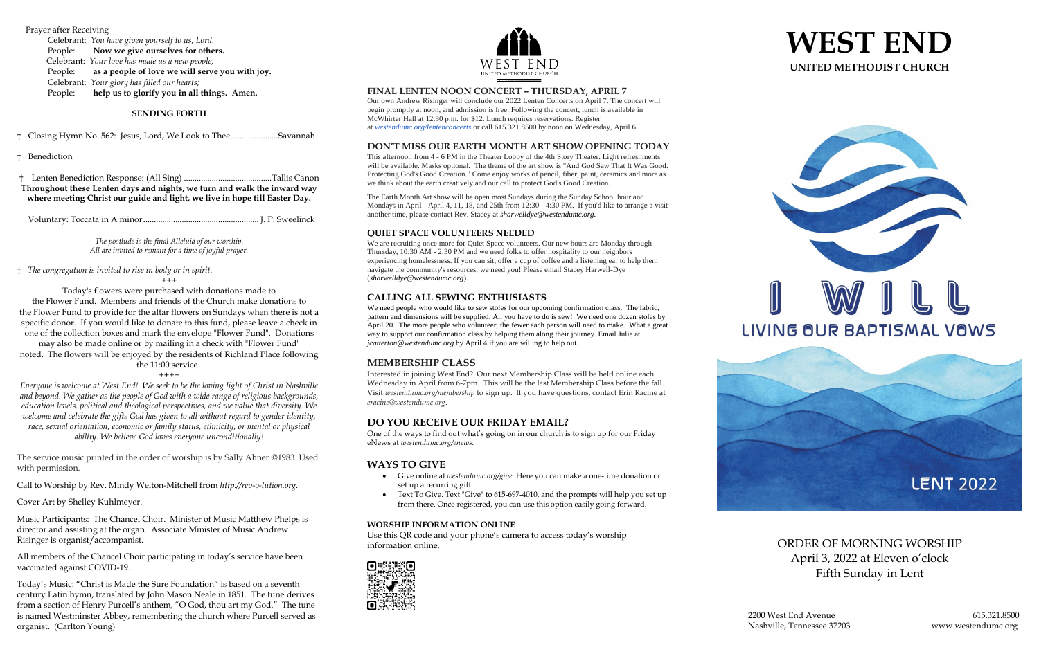Prayer after Receiving

Celebrant: *You have given yourself to us, Lord.*
People: **Now we give ourselves for others.**
Celebrant: *Your love has made us a new people;*
People: **as a people of love we will serve you with joy.**
Celebrant: *Your glory has filled our hearts;*
People: **help us to glorify you in all things. Amen.**

**SENDING FORTH**

† Closing Hymn No. 562: Jesus, Lord, We Look to Thee ......................Savannah

† Benediction

† Lenten Benediction Response: (All Sing) .........................................Tallis Canon

**Throughout these Lenten days and nights, we turn and walk the inward way where meeting Christ our guide and light, we live in hope till Easter Day.**

Voluntary: Toccata in A minor ...................................................... J. P. Sweelinck

*The postlude is the final Alleluia of our worship.*
*All are invited to remain for a time of joyful prayer.*

† *The congregation is invited to rise in body or in spirit.*

+++

Today's flowers were purchased with donations made to the Flower Fund. Members and friends of the Church make donations to the Flower Fund to provide for the altar flowers on Sundays when there is not a specific donor. If you would like to donate to this fund, please leave a check in one of the collection boxes and mark the envelope "Flower Fund". Donations may also be made online or by mailing in a check with "Flower Fund" noted. The flowers will be enjoyed by the residents of Richland Place following the 11:00 service.

++++

*Everyone is welcome at West End! We seek to be the loving light of Christ in Nashville and beyond. We gather as the people of God with a wide range of religious backgrounds, education levels, political and theological perspectives, and we value that diversity. We welcome and celebrate the gifts God has given to all without regard to gender identity, race, sexual orientation, economic or family status, ethnicity, or mental or physical ability. We believe God loves everyone unconditionally!*

The service music printed in the order of worship is by Sally Ahner ©1983. Used with permission.

Call to Worship by Rev. Mindy Welton-Mitchell from *http://rev-o-lution.org.*

Cover Art by Shelley Kuhlmeyer.

Music Participants: The Chancel Choir. Minister of Music Matthew Phelps is director and assisting at the organ. Associate Minister of Music Andrew Risinger is organist/accompanist.

All members of the Chancel Choir participating in today's service have been vaccinated against COVID-19.

Today's Music: "Christ is Made the Sure Foundation" is based on a seventh century Latin hymn, translated by John Mason Neale in 1851. The tune derives from a section of Henry Purcell's anthem, "O God, thou art my God." The tune is named Westminster Abbey, remembering the church where Purcell served as organist. (Carlton Young)

WEST END
UNITED METHODIST CHURCH

## FINAL LENTEN NOON CONCERT – THURSDAY, APRIL 7

Our own Andrew Risinger will conclude our 2022 Lenten Concerts on April 7. The concert will begin promptly at noon, and admission is free. Following the concert, lunch is available in McWhirter Hall at 12:30 p.m. for $12. Lunch requires reservations. Register at *westendumc.org/lentenconcerts* or call 615.321.8500 by noon on Wednesday, April 6.

## DON'T MISS OUR EARTH MONTH ART SHOW OPENING TODAY

This afternoon from 4 - 6 PM in the Theater Lobby of the 4th Story Theater. Light refreshments will be available. Masks optional. The theme of the art show is "And God Saw That It Was Good: Protecting God's Good Creation." Come enjoy works of pencil, fiber, paint, ceramics and more as we think about the earth creatively and our call to protect God's Good Creation.

The Earth Month Art show will be open most Sundays during the Sunday School hour and Mondays in April - April 4, 11, 18, and 25th from 12:30 - 4:30 PM. If you'd like to arrange a visit another time, please contact Rev. Stacey at *sharwelldye@westendumc.org.*

## QUIET SPACE VOLUNTEERS NEEDED

We are recruiting once more for Quiet Space volunteers. Our new hours are Monday through Thursday, 10:30 AM - 2:30 PM and we need folks to offer hospitality to our neighbors experiencing homelessness. If you can sit, offer a cup of coffee and a listening ear to help them navigate the community's resources, we need you! Please email Stacey Harwell-Dye (*sharwelldye@westendumc.org*).

## CALLING ALL SEWING ENTHUSIASTS

We need people who would like to sew stoles for our upcoming confirmation class. The fabric, pattern and dimensions will be supplied. All you have to do is sew! We need one dozen stoles by April 20. The more people who volunteer, the fewer each person will need to make. What a great way to support our confirmation class by helping them along their journey. Email Julie at *jcatterton@westendumc.org* by April 4 if you are willing to help out.

## MEMBERSHIP CLASS

Interested in joining West End? Our next Membership Class will be held online each Wednesday in April from 6-7pm. This will be the last Membership Class before the fall. Visit *westendumc.org/membership* to sign up. If you have questions, contact Erin Racine at *eracine@westendumc.org*.

## DO YOU RECEIVE OUR FRIDAY EMAIL?

One of the ways to find out what's going on in our church is to sign up for our Friday eNews at *westendumc.org/enews.*

## WAYS TO GIVE

- Give online at *westendumc.org/give*. Here you can make a one-time donation or set up a recurring gift.
- Text To Give. Text "Give" to 615-697-4010, and the prompts will help you set up from there. Once registered, you can use this option easily going forward.

### WORSHIP INFORMATION ONLINE

Use this QR code and your phone's camera to access today's worship information online.

# WEST END

**UNITED METHODIST CHURCH**

I WILL
LIVING OUR BAPTISMAL VOWS

LENT 2022

ORDER OF MORNING WORSHIP
April 3, 2022 at Eleven o'clock
Fifth Sunday in Lent

2200 West End Avenue
Nashville, Tennessee 37203

615.321.8500
www.westendumc.org